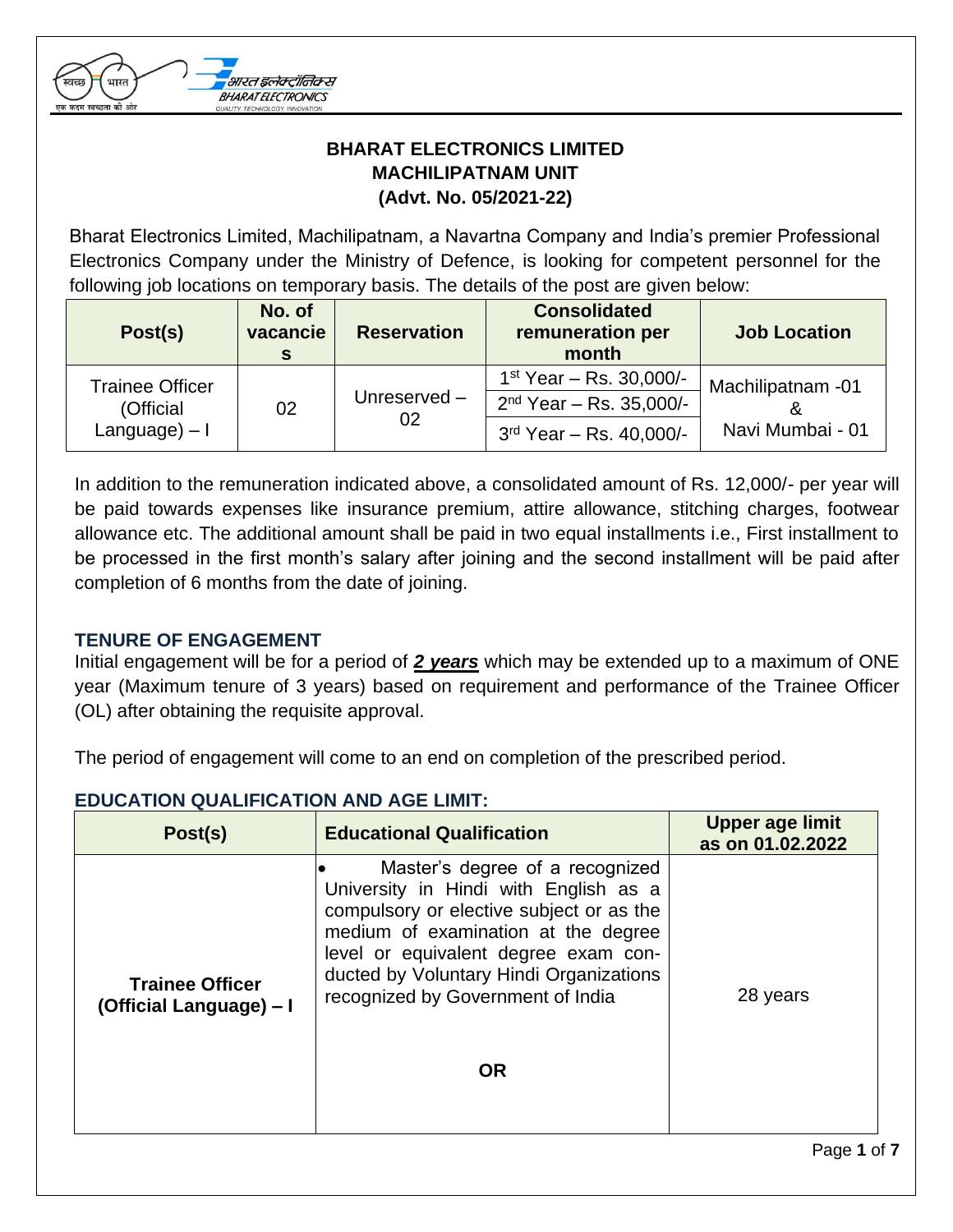**BHARAT ELECTRONICS LIMITED**
**MACHILIPATNAM UNIT**
**(Advt. No. 05/2021-22)**

Bharat Electronics Limited, Machilipatnam, a Navartna Company and India's premier Professional Electronics Company under the Ministry of Defence, is looking for competent personnel for the following job locations on temporary basis. The details of the post are given below:

| Post(s) | No. of vacancies | Reservation | Consolidated remuneration per month | Job Location |
|---|---|---|---|---|
| Trainee Officer (Official Language) – I | 02 | Unreserved – 02 | 1st Year – Rs. 30,000/- | Machilipatnam -01 & Navi Mumbai - 01 |
| | | | 2nd Year – Rs. 35,000/- | |
| | | | 3rd Year – Rs. 40,000/- | |

In addition to the remuneration indicated above, a consolidated amount of Rs. 12,000/- per year will be paid towards expenses like insurance premium, attire allowance, stitching charges, footwear allowance etc. The additional amount shall be paid in two equal installments i.e., First installment to be processed in the first month's salary after joining and the second installment will be paid after completion of 6 months from the date of joining.

## TENURE OF ENGAGEMENT

Initial engagement will be for a period of ***2 years*** which may be extended up to a maximum of ONE year (Maximum tenure of 3 years) based on requirement and performance of the Trainee Officer (OL) after obtaining the requisite approval.

The period of engagement will come to an end on completion of the prescribed period.

## EDUCATION QUALIFICATION AND AGE LIMIT:

| Post(s) | Educational Qualification | Upper age limit as on 01.02.2022 |
|---|---|---|
| **Trainee Officer (Official Language) – I** | • Master's degree of a recognized University in Hindi with English as a compulsory or elective subject or as the medium of examination at the degree level or equivalent degree exam conducted by Voluntary Hindi Organizations recognized by Government of India<br><br>**OR** | 28 years |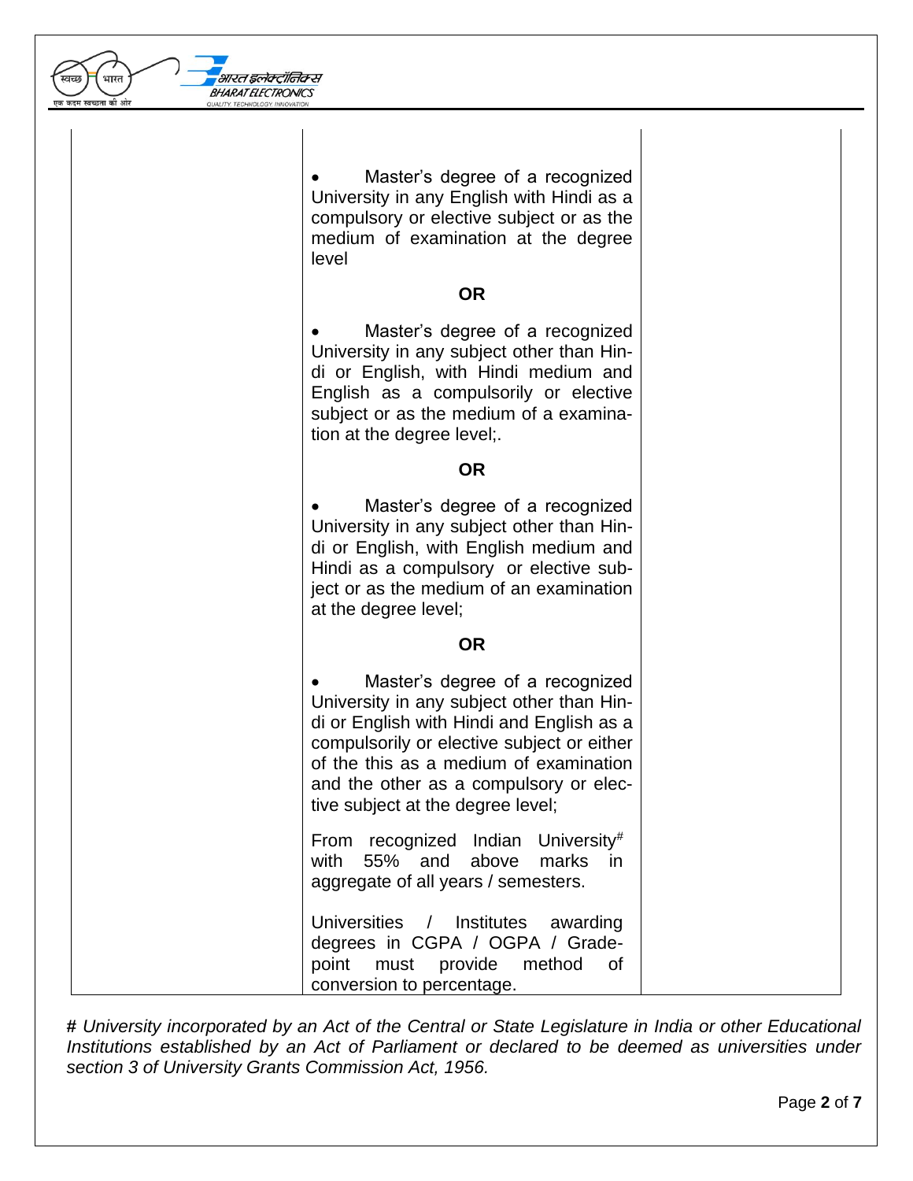| | | |
|---|---|---|
| | • Master's degree of a recognized University in any English with Hindi as a compulsory or elective subject or as the medium of examination at the degree level<br><br>**OR**<br><br>• Master's degree of a recognized University in any subject other than Hindi or English, with Hindi medium and English as a compulsorily or elective subject or as the medium of a examination at the degree level;.<br><br>**OR**<br><br>• Master's degree of a recognized University in any subject other than Hindi or English, with English medium and Hindi as a compulsory or elective subject or as the medium of an examination at the degree level;<br><br>**OR**<br><br>• Master's degree of a recognized University in any subject other than Hindi or English with Hindi and English as a compulsorily or elective subject or either of the this as a medium of examination and the other as a compulsory or elective subject at the degree level;<br><br>From recognized Indian University# with 55% and above marks in aggregate of all years / semesters.<br><br>Universities / Institutes awarding degrees in CGPA / OGPA / Grade-point must provide method of conversion to percentage. | |

***#** University incorporated by an Act of the Central or State Legislature in India or other Educational Institutions established by an Act of Parliament or declared to be deemed as universities under section 3 of University Grants Commission Act, 1956.*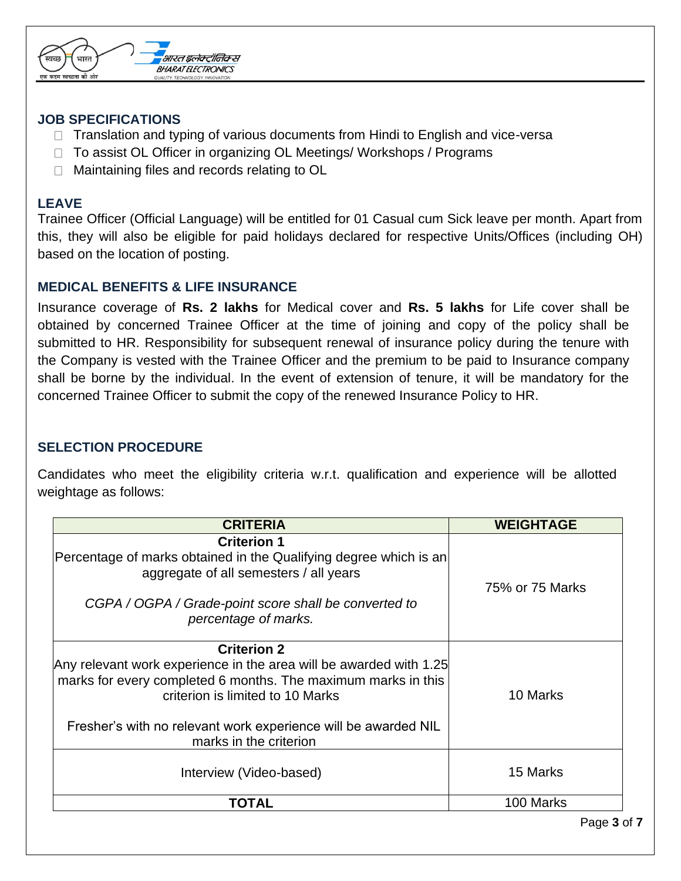## JOB SPECIFICATIONS

- Translation and typing of various documents from Hindi to English and vice-versa
- To assist OL Officer in organizing OL Meetings/ Workshops / Programs
- Maintaining files and records relating to OL

## LEAVE

Trainee Officer (Official Language) will be entitled for 01 Casual cum Sick leave per month. Apart from this, they will also be eligible for paid holidays declared for respective Units/Offices (including OH) based on the location of posting.

## MEDICAL BENEFITS & LIFE INSURANCE

Insurance coverage of **Rs. 2 lakhs** for Medical cover and **Rs. 5 lakhs** for Life cover shall be obtained by concerned Trainee Officer at the time of joining and copy of the policy shall be submitted to HR. Responsibility for subsequent renewal of insurance policy during the tenure with the Company is vested with the Trainee Officer and the premium to be paid to Insurance company shall be borne by the individual. In the event of extension of tenure, it will be mandatory for the concerned Trainee Officer to submit the copy of the renewed Insurance Policy to HR.

## SELECTION PROCEDURE

Candidates who meet the eligibility criteria w.r.t. qualification and experience will be allotted weightage as follows:

| CRITERIA | WEIGHTAGE |
|---|---|
| **Criterion 1**<br>Percentage of marks obtained in the Qualifying degree which is an aggregate of all semesters / all years<br><br>*CGPA / OGPA / Grade-point score shall be converted to percentage of marks.* | 75% or 75 Marks |
| **Criterion 2**<br>Any relevant work experience in the area will be awarded with 1.25 marks for every completed 6 months. The maximum marks in this criterion is limited to 10 Marks<br><br>Fresher's with no relevant work experience will be awarded NIL marks in the criterion | 10 Marks |
| Interview (Video-based) | 15 Marks |
| **TOTAL** | 100 Marks |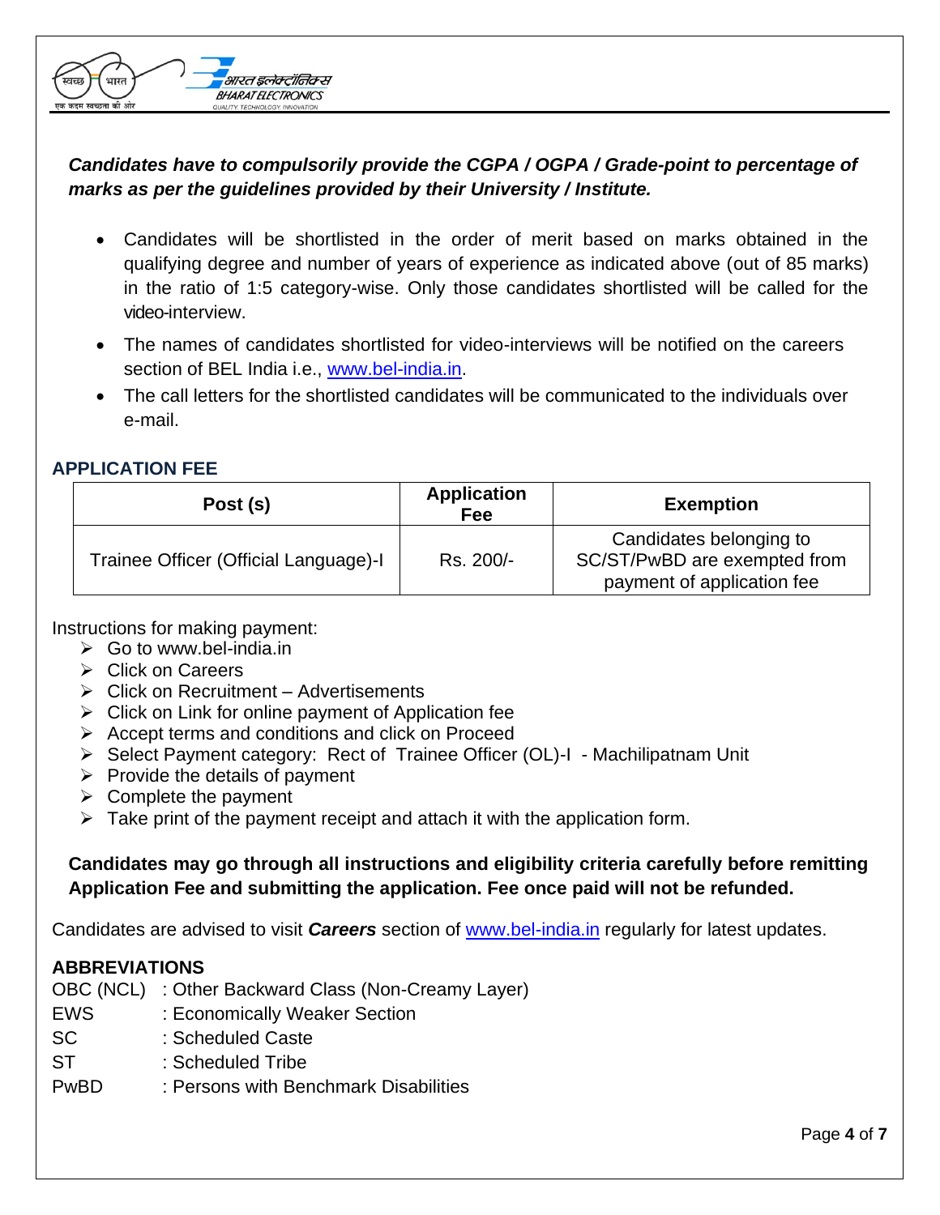***Candidates have to compulsorily provide the CGPA / OGPA / Grade-point to percentage of marks as per the guidelines provided by their University / Institute.***

- Candidates will be shortlisted in the order of merit based on marks obtained in the qualifying degree and number of years of experience as indicated above (out of 85 marks) in the ratio of 1:5 category-wise. Only those candidates shortlisted will be called for the video-interview.
- The names of candidates shortlisted for video-interviews will be notified on the careers section of BEL India i.e., www.bel-india.in.
- The call letters for the shortlisted candidates will be communicated to the individuals over e-mail.

## APPLICATION FEE

| Post (s) | Application Fee | Exemption |
|---|---|---|
| Trainee Officer (Official Language)-I | Rs. 200/- | Candidates belonging to SC/ST/PwBD are exempted from payment of application fee |

Instructions for making payment:

- Go to www.bel-india.in
- Click on Careers
- Click on Recruitment – Advertisements
- Click on Link for online payment of Application fee
- Accept terms and conditions and click on Proceed
- Select Payment category: Rect of Trainee Officer (OL)-I - Machilipatnam Unit
- Provide the details of payment
- Complete the payment
- Take print of the payment receipt and attach it with the application form.

**Candidates may go through all instructions and eligibility criteria carefully before remitting Application Fee and submitting the application. Fee once paid will not be refunded.**

Candidates are advised to visit ***Careers*** section of www.bel-india.in regularly for latest updates.

## ABBREVIATIONS

OBC (NCL) : Other Backward Class (Non-Creamy Layer)
EWS : Economically Weaker Section
SC : Scheduled Caste
ST : Scheduled Tribe
PwBD : Persons with Benchmark Disabilities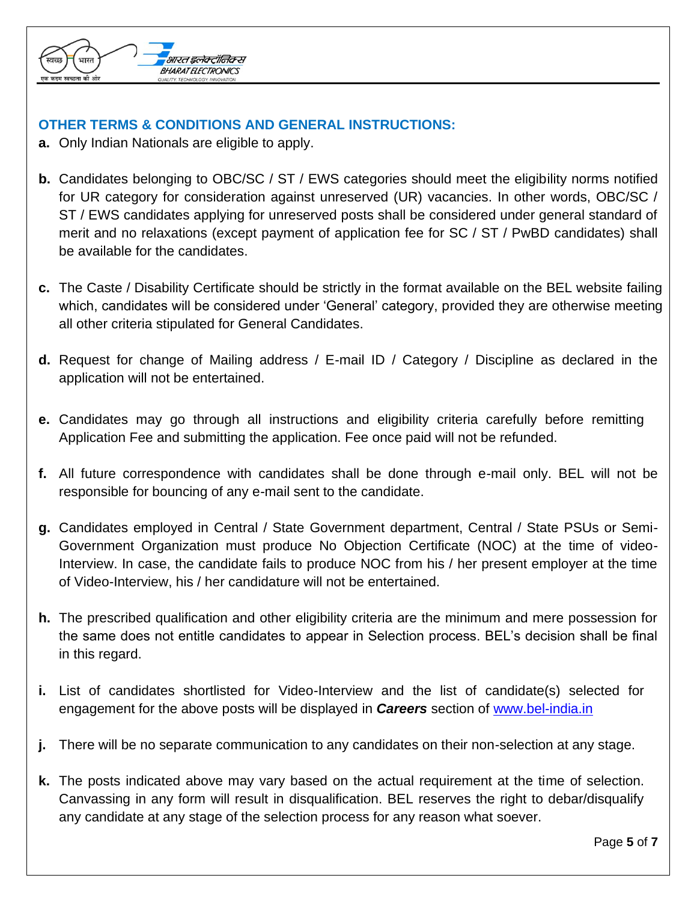## OTHER TERMS & CONDITIONS AND GENERAL INSTRUCTIONS:

**a.** Only Indian Nationals are eligible to apply.

**b.** Candidates belonging to OBC/SC / ST / EWS categories should meet the eligibility norms notified for UR category for consideration against unreserved (UR) vacancies. In other words, OBC/SC / ST / EWS candidates applying for unreserved posts shall be considered under general standard of merit and no relaxations (except payment of application fee for SC / ST / PwBD candidates) shall be available for the candidates.

**c.** The Caste / Disability Certificate should be strictly in the format available on the BEL website failing which, candidates will be considered under 'General' category, provided they are otherwise meeting all other criteria stipulated for General Candidates.

**d.** Request for change of Mailing address / E-mail ID / Category / Discipline as declared in the application will not be entertained.

**e.** Candidates may go through all instructions and eligibility criteria carefully before remitting Application Fee and submitting the application. Fee once paid will not be refunded.

**f.** All future correspondence with candidates shall be done through e-mail only. BEL will not be responsible for bouncing of any e-mail sent to the candidate.

**g.** Candidates employed in Central / State Government department, Central / State PSUs or Semi-Government Organization must produce No Objection Certificate (NOC) at the time of video-Interview. In case, the candidate fails to produce NOC from his / her present employer at the time of Video-Interview, his / her candidature will not be entertained.

**h.** The prescribed qualification and other eligibility criteria are the minimum and mere possession for the same does not entitle candidates to appear in Selection process. BEL's decision shall be final in this regard.

**i.** List of candidates shortlisted for Video-Interview and the list of candidate(s) selected for engagement for the above posts will be displayed in ***Careers*** section of www.bel-india.in

**j.** There will be no separate communication to any candidates on their non-selection at any stage.

**k.** The posts indicated above may vary based on the actual requirement at the time of selection. Canvassing in any form will result in disqualification. BEL reserves the right to debar/disqualify any candidate at any stage of the selection process for any reason what soever.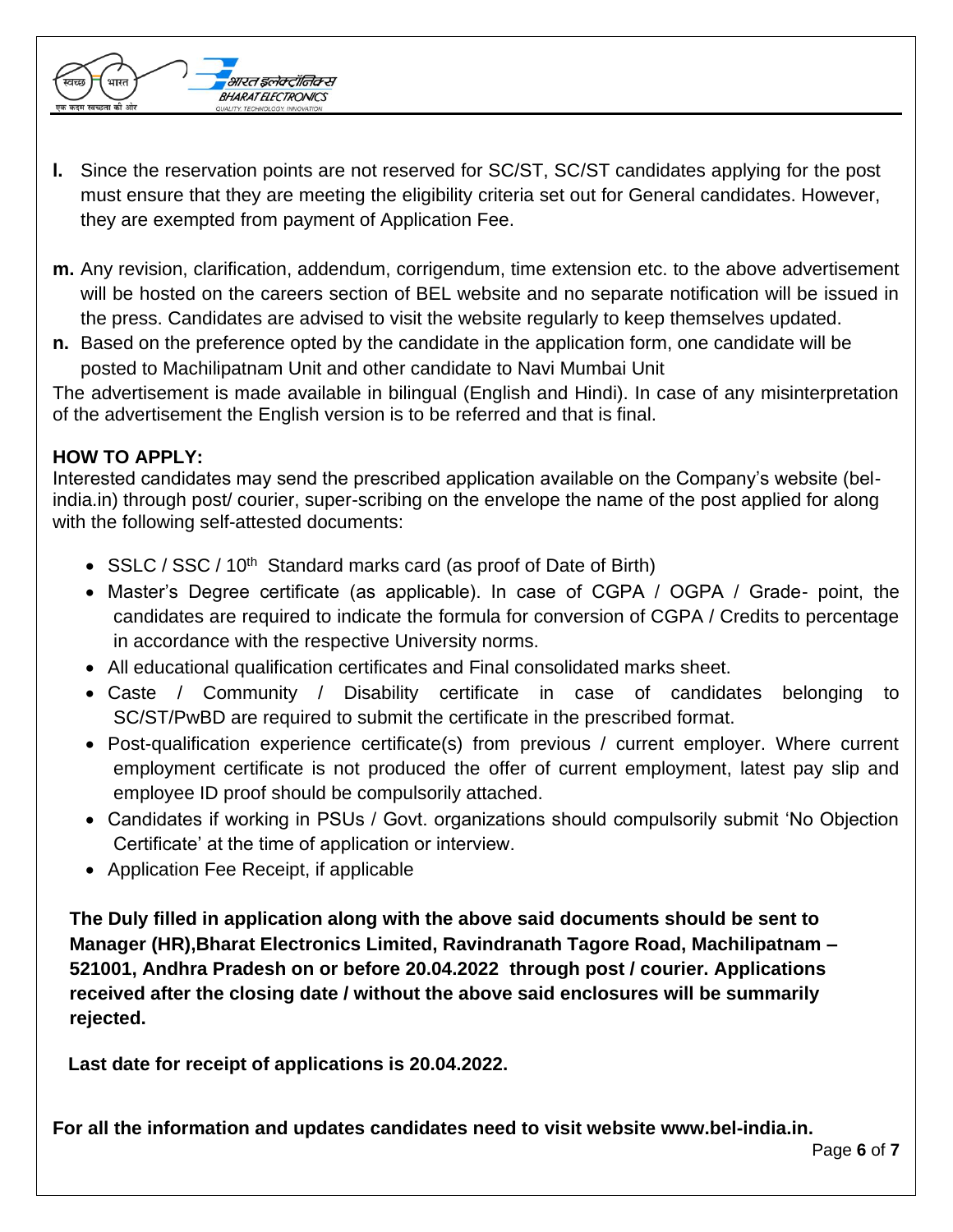**l.** Since the reservation points are not reserved for SC/ST, SC/ST candidates applying for the post must ensure that they are meeting the eligibility criteria set out for General candidates. However, they are exempted from payment of Application Fee.

**m.** Any revision, clarification, addendum, corrigendum, time extension etc. to the above advertisement will be hosted on the careers section of BEL website and no separate notification will be issued in the press. Candidates are advised to visit the website regularly to keep themselves updated.

**n.** Based on the preference opted by the candidate in the application form, one candidate will be posted to Machilipatnam Unit and other candidate to Navi Mumbai Unit

The advertisement is made available in bilingual (English and Hindi). In case of any misinterpretation of the advertisement the English version is to be referred and that is final.

**HOW TO APPLY:**

Interested candidates may send the prescribed application available on the Company's website (bel-india.in) through post/ courier, super-scribing on the envelope the name of the post applied for along with the following self-attested documents:

- SSLC / SSC / 10th Standard marks card (as proof of Date of Birth)
- Master's Degree certificate (as applicable). In case of CGPA / OGPA / Grade- point, the candidates are required to indicate the formula for conversion of CGPA / Credits to percentage in accordance with the respective University norms.
- All educational qualification certificates and Final consolidated marks sheet.
- Caste / Community / Disability certificate in case of candidates belonging to SC/ST/PwBD are required to submit the certificate in the prescribed format.
- Post-qualification experience certificate(s) from previous / current employer. Where current employment certificate is not produced the offer of current employment, latest pay slip and employee ID proof should be compulsorily attached.
- Candidates if working in PSUs / Govt. organizations should compulsorily submit 'No Objection Certificate' at the time of application or interview.
- Application Fee Receipt, if applicable

**The Duly filled in application along with the above said documents should be sent to Manager (HR),Bharat Electronics Limited, Ravindranath Tagore Road, Machilipatnam – 521001, Andhra Pradesh on or before 20.04.2022 through post / courier. Applications received after the closing date / without the above said enclosures will be summarily rejected.**

**Last date for receipt of applications is 20.04.2022.**

**For all the information and updates candidates need to visit website www.bel-india.in.**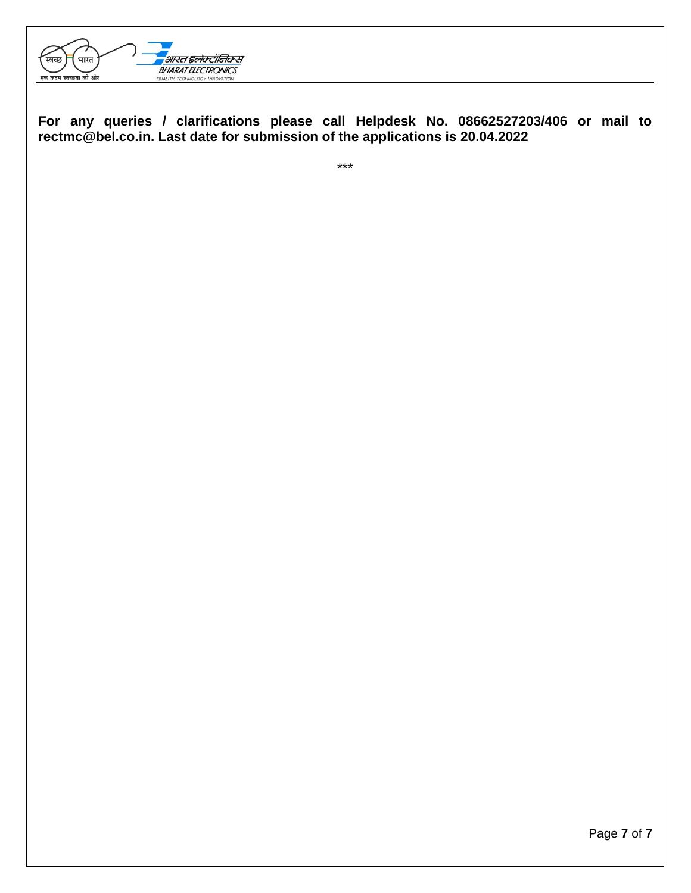**For any queries / clarifications please call Helpdesk No. 08662527203/406 or mail to rectmc@bel.co.in. Last date for submission of the applications is 20.04.2022**

***